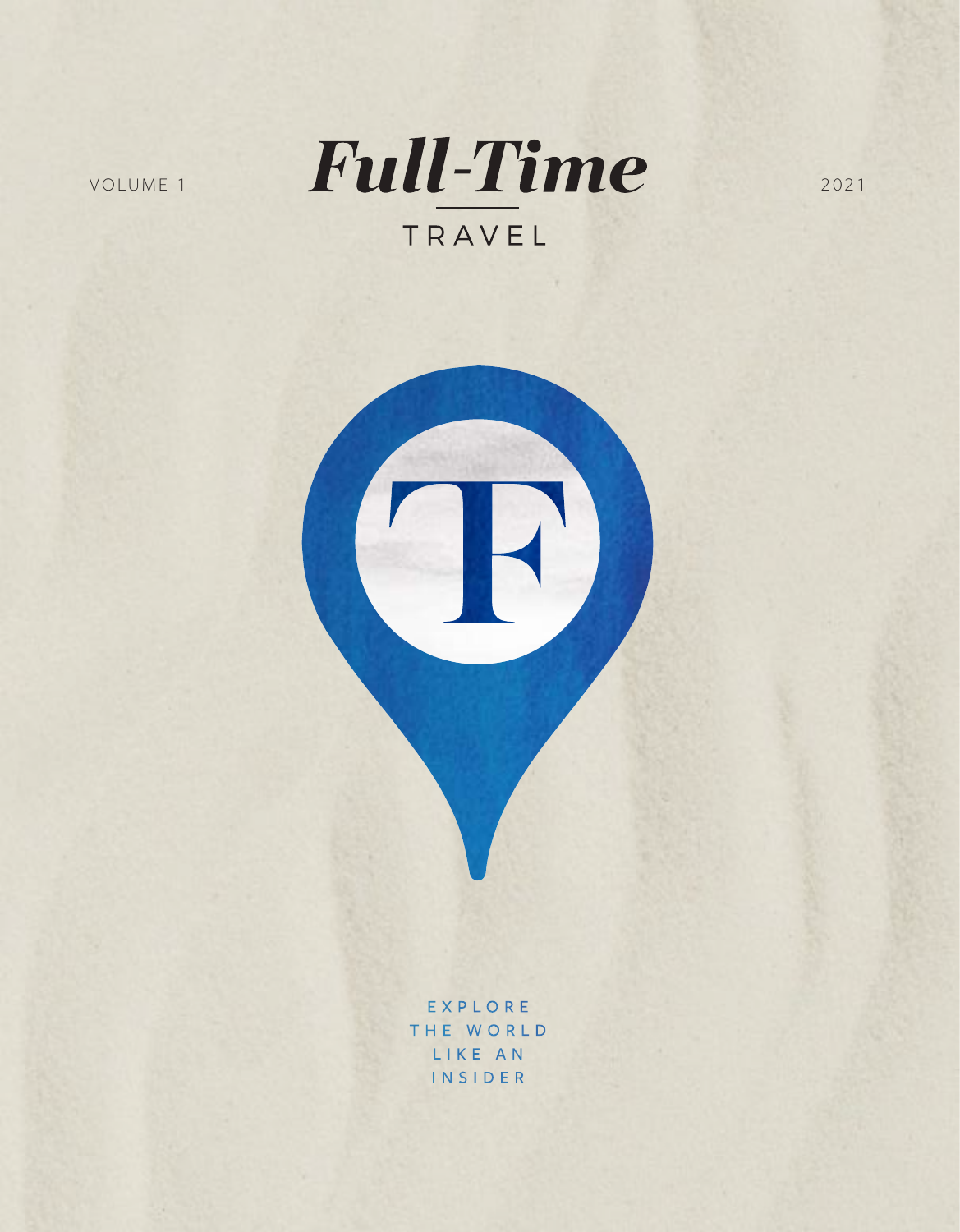VOLUME 1

# *Full-Time*

## TRAVEL

2021

TF

EXPLORE
THE WORLD
LIKE AN
INSIDER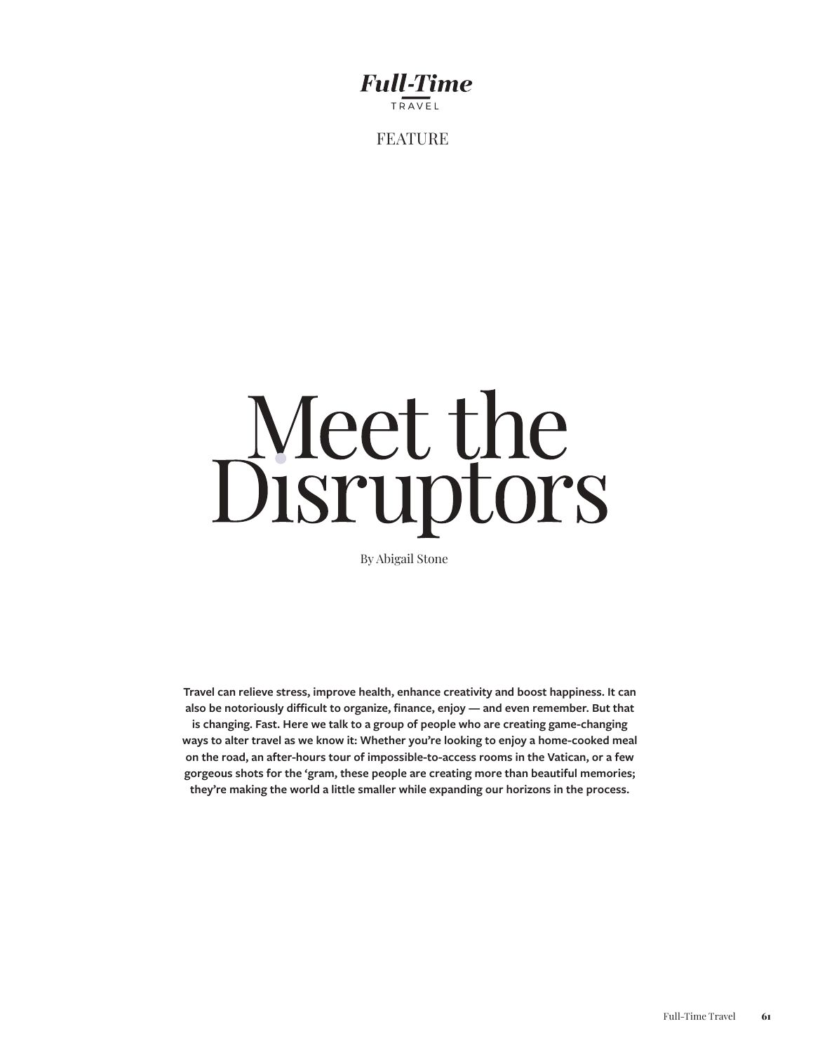FEATURE

# Meet the Disruptors

By Abigail Stone

**Travel can relieve stress, improve health, enhance creativity and boost happiness. It can also be notoriously difficult to organize, finance, enjoy — and even remember. But that is changing. Fast. Here we talk to a group of people who are creating game-changing ways to alter travel as we know it: Whether you're looking to enjoy a home-cooked meal on the road, an after-hours tour of impossible-to-access rooms in the Vatican, or a few gorgeous shots for the 'gram, these people are creating more than beautiful memories; they're making the world a little smaller while expanding our horizons in the process.**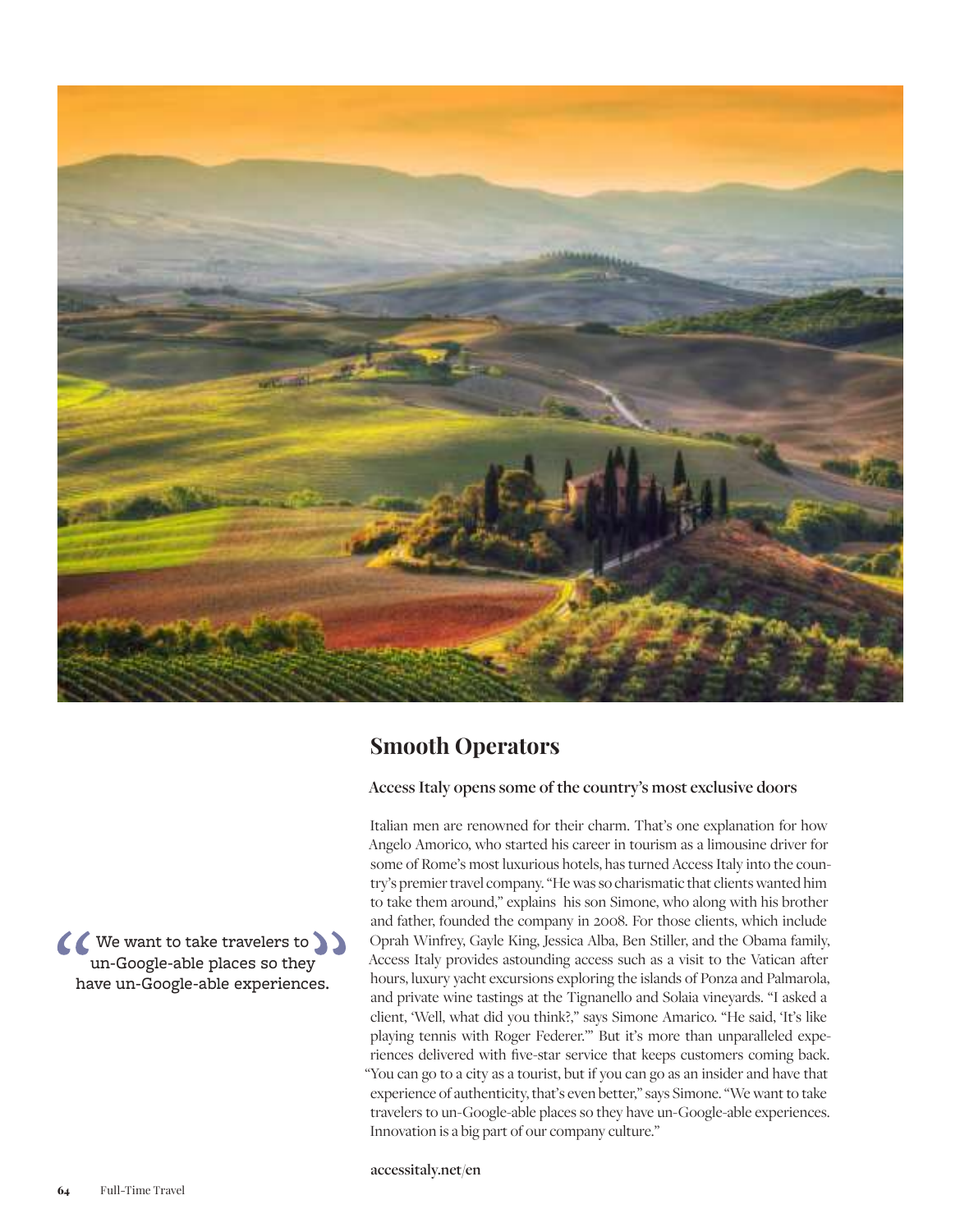## Smooth Operators

### Access Italy opens some of the country's most exclusive doors

> "We want to take travelers to un-Google-able places so they have un-Google-able experiences."

Italian men are renowned for their charm. That's one explanation for how Angelo Amorico, who started his career in tourism as a limousine driver for some of Rome's most luxurious hotels, has turned Access Italy into the country's premier travel company. "He was so charismatic that clients wanted him to take them around," explains his son Simone, who along with his brother and father, founded the company in 2008. For those clients, which include Oprah Winfrey, Gayle King, Jessica Alba, Ben Stiller, and the Obama family, Access Italy provides astounding access such as a visit to the Vatican after hours, luxury yacht excursions exploring the islands of Ponza and Palmarola, and private wine tastings at the Tignanello and Solaia vineyards. "I asked a client, 'Well, what did you think?,'" says Simone Amarico. "He said, 'It's like playing tennis with Roger Federer.'" But it's more than unparalleled experiences delivered with five-star service that keeps customers coming back. "You can go to a city as a tourist, but if you can go as an insider and have that experience of authenticity, that's even better," says Simone. "We want to take travelers to un-Google-able places so they have un-Google-able experiences. Innovation is a big part of our company culture."

**accessitaly.net/en**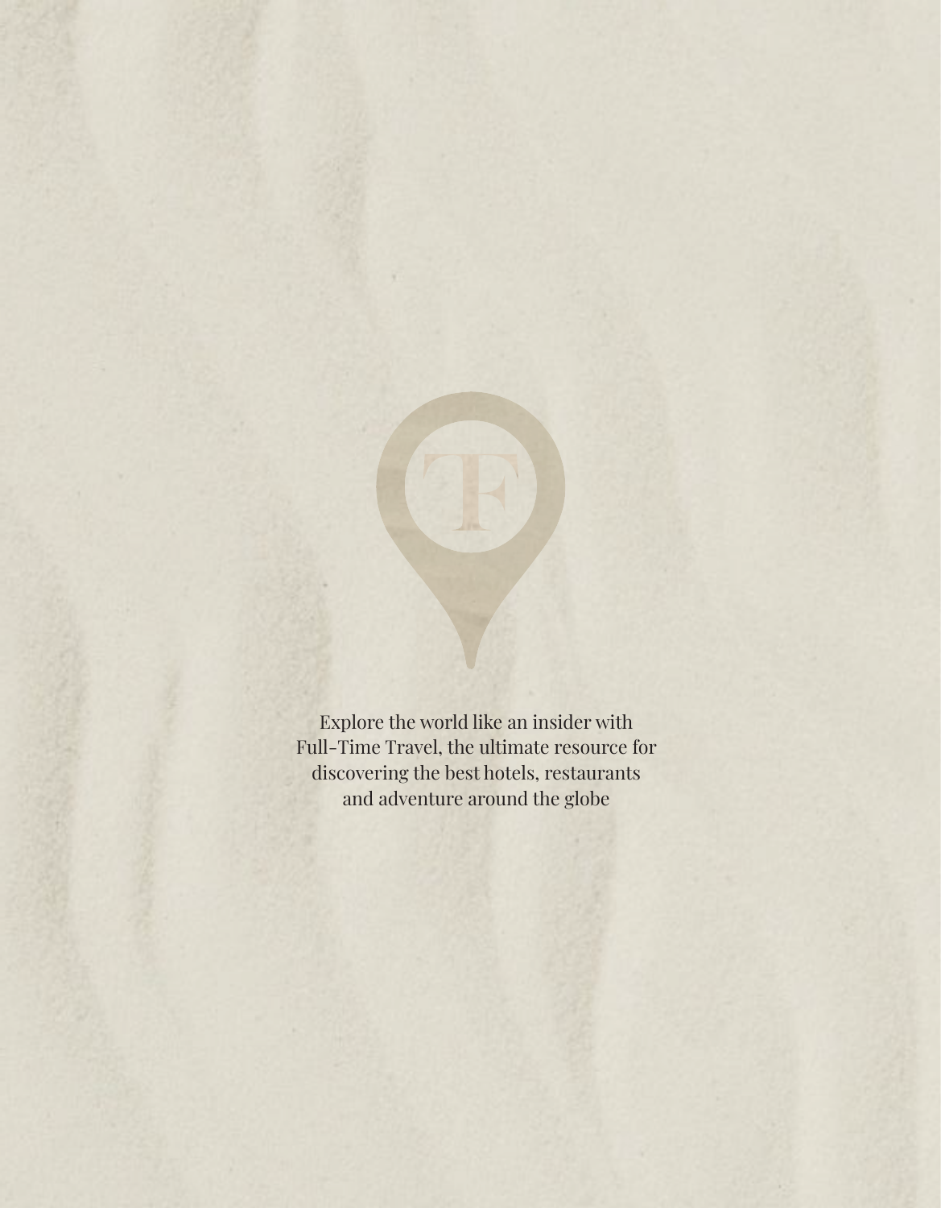Explore the world like an insider with Full-Time Travel, the ultimate resource for discovering the best hotels, restaurants and adventure around the globe